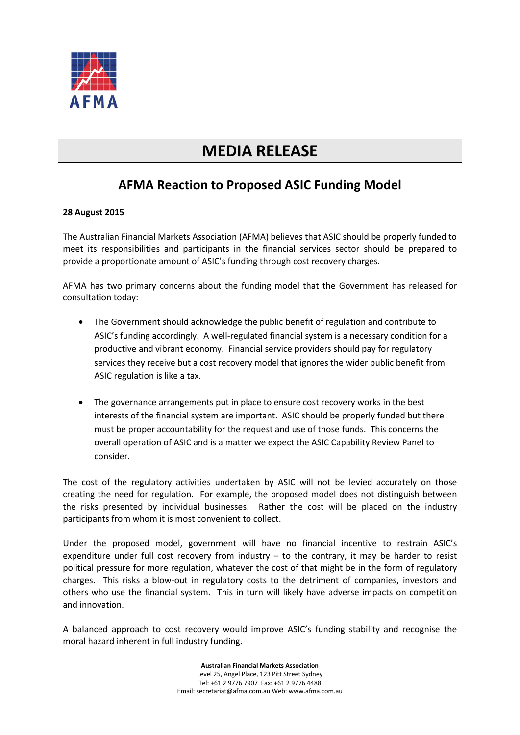AFMA

# MEDIA RELEASE

## AFMA Reaction to Proposed ASIC Funding Model

**28 August 2015**

The Australian Financial Markets Association (AFMA) believes that ASIC should be properly funded to meet its responsibilities and participants in the financial services sector should be prepared to provide a proportionate amount of ASIC's funding through cost recovery charges.

AFMA has two primary concerns about the funding model that the Government has released for consultation today:

- The Government should acknowledge the public benefit of regulation and contribute to ASIC's funding accordingly. A well-regulated financial system is a necessary condition for a productive and vibrant economy. Financial service providers should pay for regulatory services they receive but a cost recovery model that ignores the wider public benefit from ASIC regulation is like a tax.

- The governance arrangements put in place to ensure cost recovery works in the best interests of the financial system are important. ASIC should be properly funded but there must be proper accountability for the request and use of those funds. This concerns the overall operation of ASIC and is a matter we expect the ASIC Capability Review Panel to consider.

The cost of the regulatory activities undertaken by ASIC will not be levied accurately on those creating the need for regulation. For example, the proposed model does not distinguish between the risks presented by individual businesses. Rather the cost will be placed on the industry participants from whom it is most convenient to collect.

Under the proposed model, government will have no financial incentive to restrain ASIC's expenditure under full cost recovery from industry – to the contrary, it may be harder to resist political pressure for more regulation, whatever the cost of that might be in the form of regulatory charges. This risks a blow-out in regulatory costs to the detriment of companies, investors and others who use the financial system. This in turn will likely have adverse impacts on competition and innovation.

A balanced approach to cost recovery would improve ASIC's funding stability and recognise the moral hazard inherent in full industry funding.

**Australian Financial Markets Association**
Level 25, Angel Place, 123 Pitt Street Sydney
Tel: +61 2 9776 7907 Fax: +61 2 9776 4488
Email: secretariat@afma.com.au Web: www.afma.com.au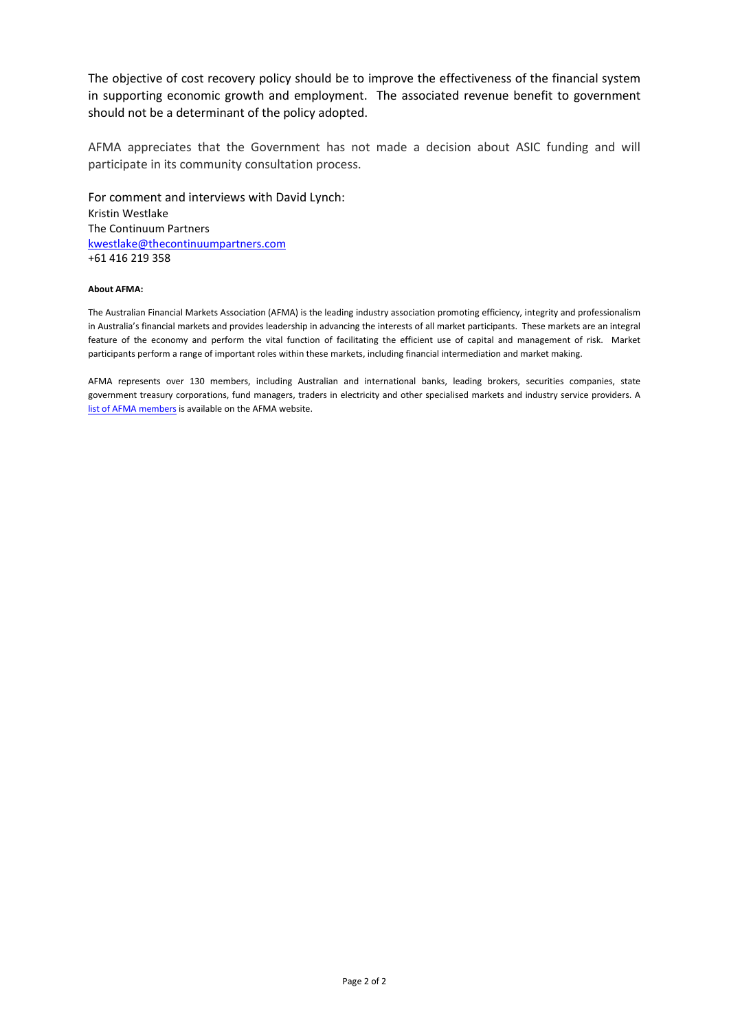The objective of cost recovery policy should be to improve the effectiveness of the financial system in supporting economic growth and employment. The associated revenue benefit to government should not be a determinant of the policy adopted.

AFMA appreciates that the Government has not made a decision about ASIC funding and will participate in its community consultation process.

For comment and interviews with David Lynch:
Kristin Westlake
The Continuum Partners
kwestlake@thecontinuumpartners.com
+61 416 219 358

**About AFMA:**

The Australian Financial Markets Association (AFMA) is the leading industry association promoting efficiency, integrity and professionalism in Australia's financial markets and provides leadership in advancing the interests of all market participants. These markets are an integral feature of the economy and perform the vital function of facilitating the efficient use of capital and management of risk. Market participants perform a range of important roles within these markets, including financial intermediation and market making.

AFMA represents over 130 members, including Australian and international banks, leading brokers, securities companies, state government treasury corporations, fund managers, traders in electricity and other specialised markets and industry service providers. A list of AFMA members is available on the AFMA website.